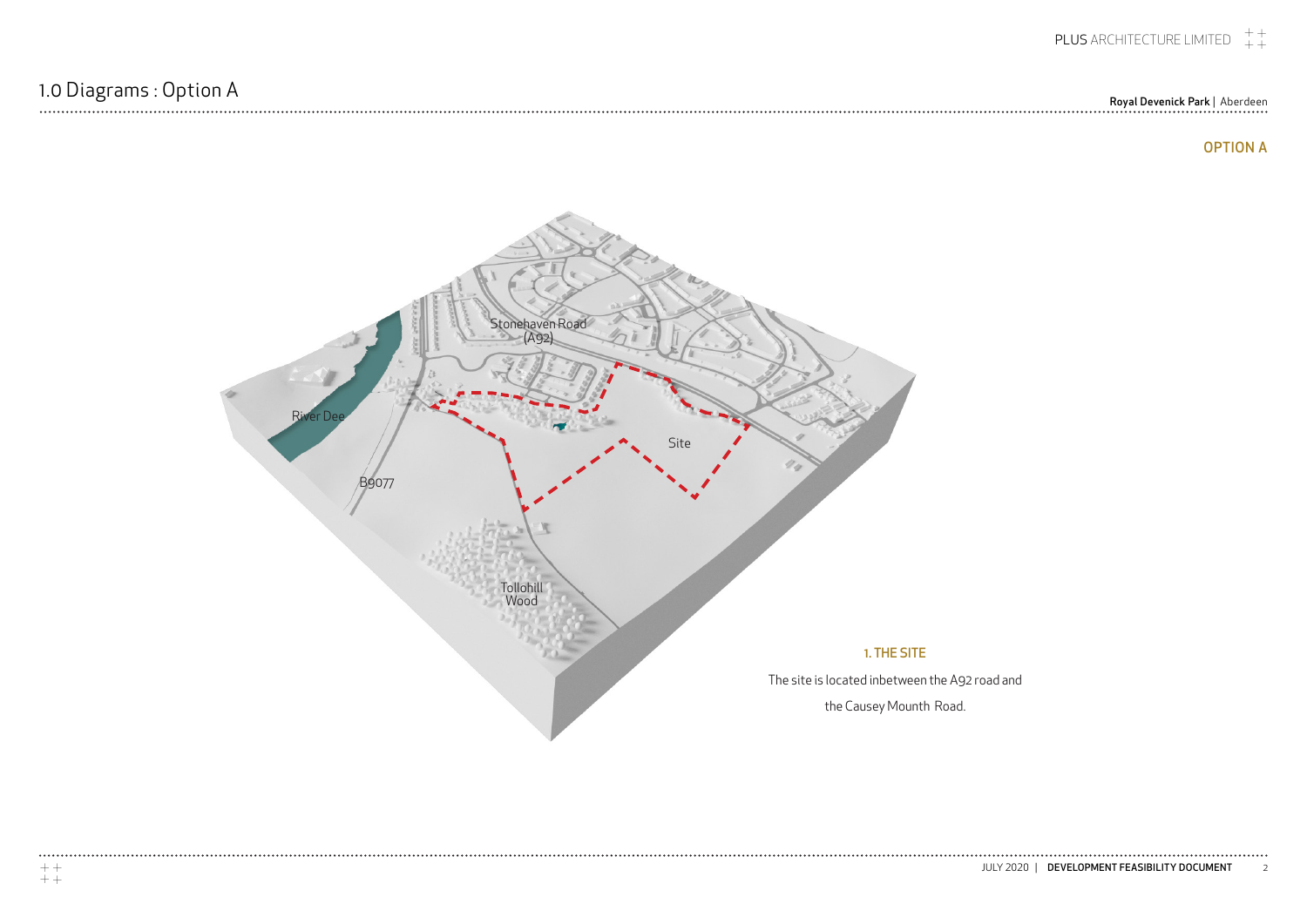# 1.0 Diagrams : Option A

OPTION A

River Dee

Stonehaven Road (A92)

Site

B9077

Tollohill Wood

### 1. THE SITE

The site is located inbetween the A92 road and the Causey Mounth Road.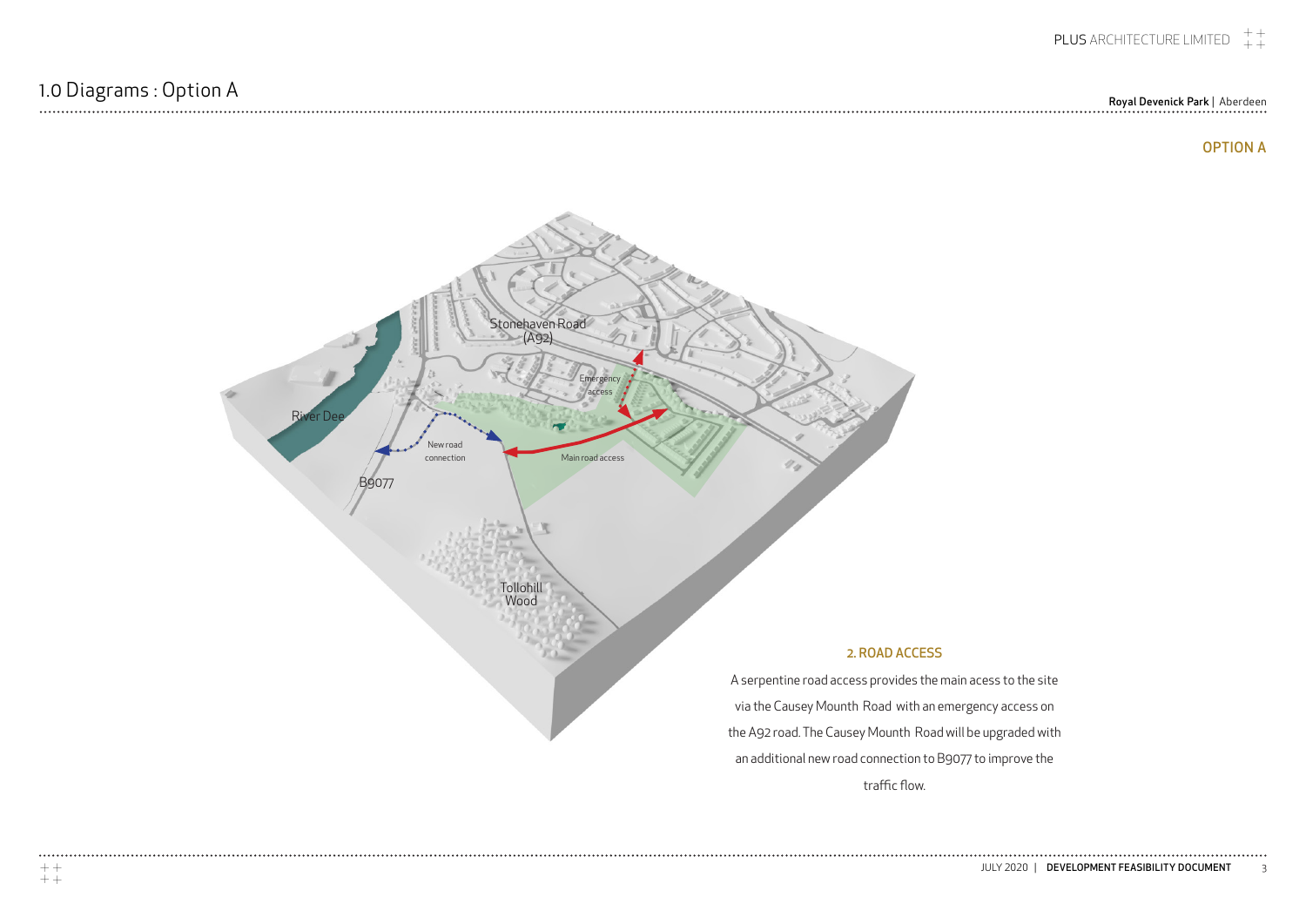# 1.0 Diagrams : Option A

OPTION A

Stonehaven Road (A92)

River Dee

Emergency access

New road connection

Main road access

B9077

Tollohill Wood

## 2. ROAD ACCESS

A serpentine road access provides the main acess to the site via the Causey Mounth Road with an emergency access on the A92 road. The Causey Mounth Road will be upgraded with an additional new road connection to B9077 to improve the traffic flow.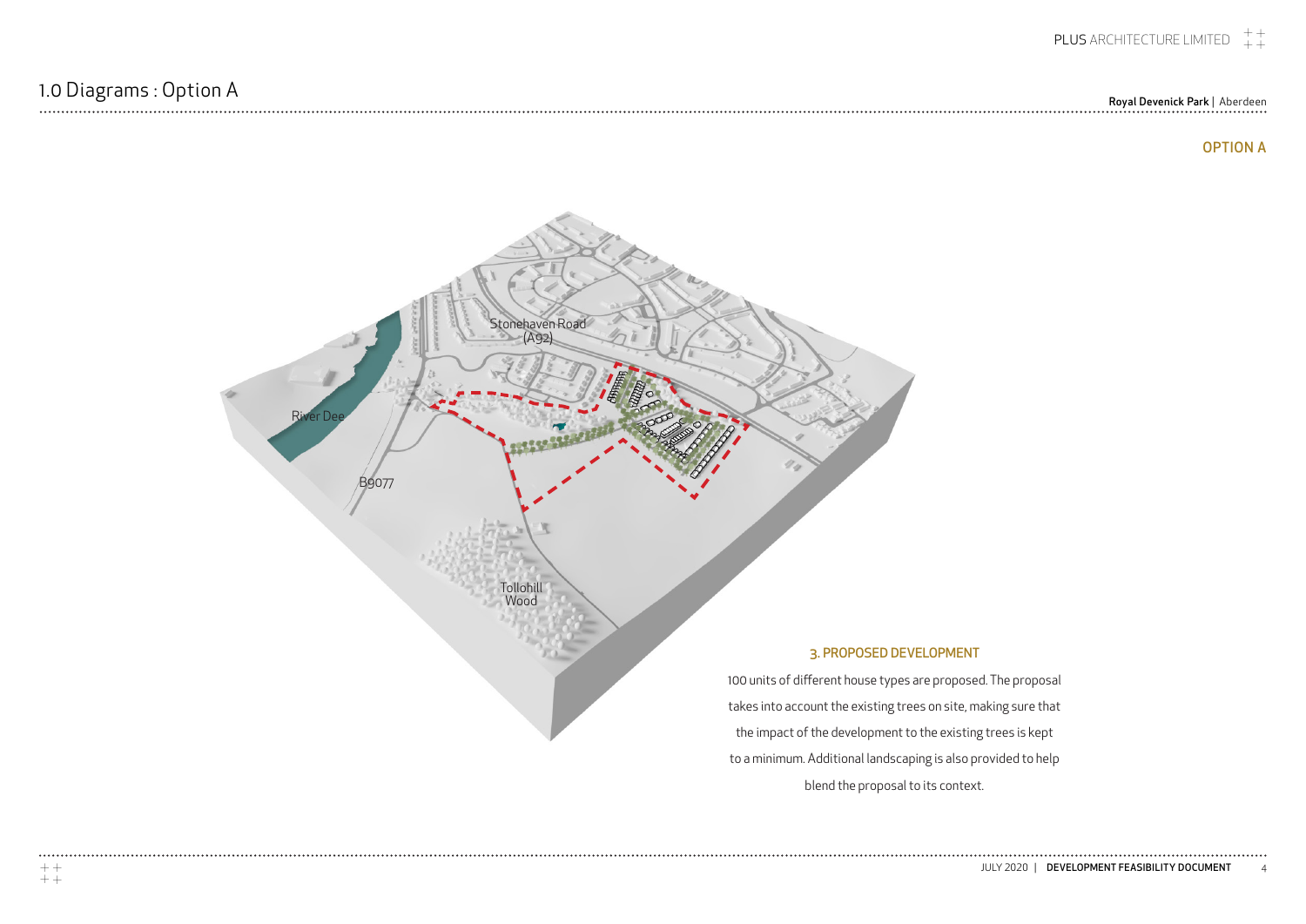# 1.0 Diagrams : Option A

## OPTION A

Stonehaven Road (A92)

River Dee

B9077

Tollohill Wood

### 3. PROPOSED DEVELOPMENT

100 units of different house types are proposed. The proposal takes into account the existing trees on site, making sure that the impact of the development to the existing trees is kept to a minimum. Additional landscaping is also provided to help blend the proposal to its context.